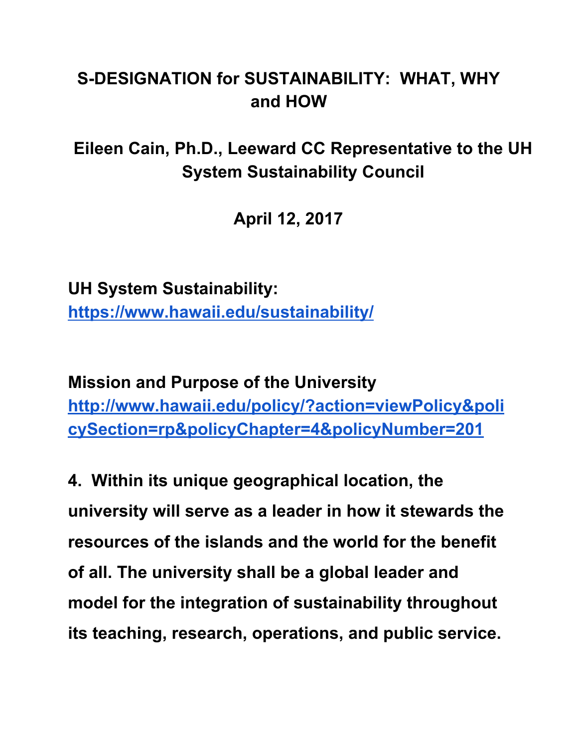# S-DESIGNATION for SUSTAINABILITY: WHAT, WHY and HOW

## Eileen Cain, Ph.D., Leeward CC Representative to the UH System Sustainability Council

## April 12, 2017

**UH System Sustainability:**
**[https://www.hawaii.edu/sustainability/](https://www.hawaii.edu/sustainability/)**

**Mission and Purpose of the University**
**[http://www.hawaii.edu/policy/?action=viewPolicy&policySection=rp&policyChapter=4&policyNumber=201](http://www.hawaii.edu/policy/?action=viewPolicy&policySection=rp&policyChapter=4&policyNumber=201)**

**4. Within its unique geographical location, the university will serve as a leader in how it stewards the resources of the islands and the world for the benefit of all. The university shall be a global leader and model for the integration of sustainability throughout its teaching, research, operations, and public service.**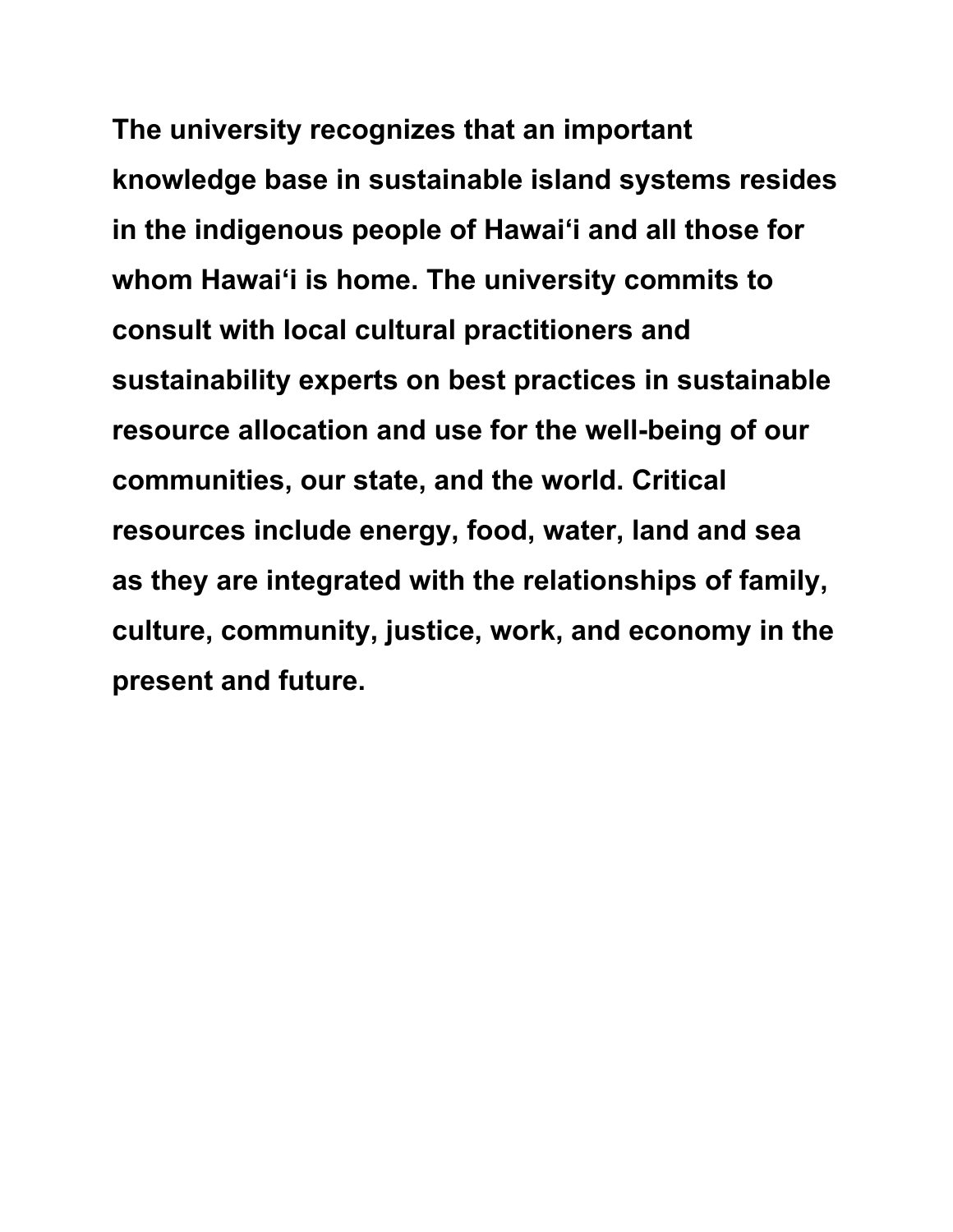**The university recognizes that an important knowledge base in sustainable island systems resides in the indigenous people of Hawaiʻi and all those for whom Hawaiʻi is home. The university commits to consult with local cultural practitioners and sustainability experts on best practices in sustainable resource allocation and use for the well-being of our communities, our state, and the world. Critical resources include energy, food, water, land and sea as they are integrated with the relationships of family, culture, community, justice, work, and economy in the present and future.**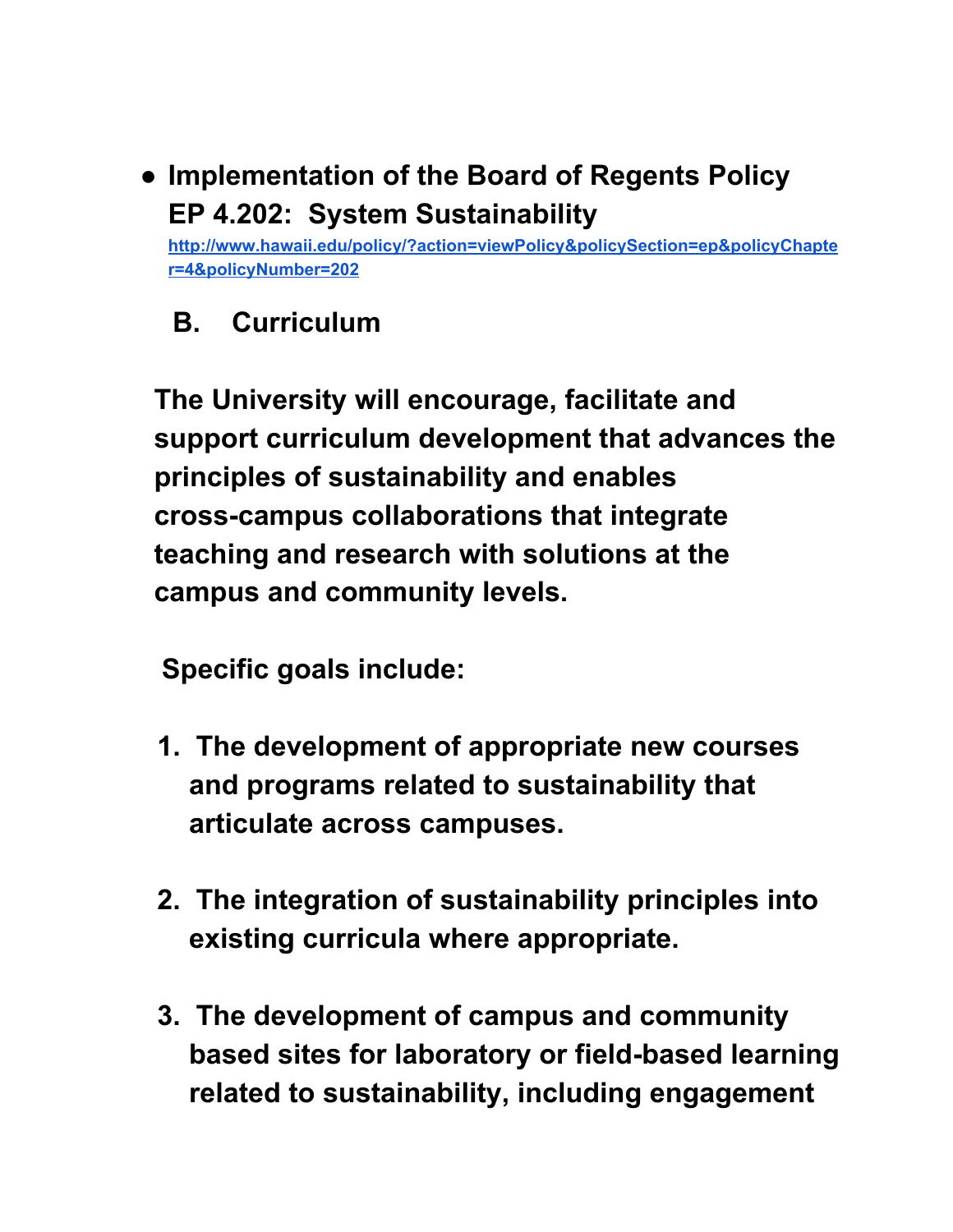- **Implementation of the Board of Regents Policy EP 4.202: System Sustainability**
  [http://www.hawaii.edu/policy/?action=viewPolicy&policySection=ep&policyChapter=4&policyNumber=202](http://www.hawaii.edu/policy/?action=viewPolicy&policySection=ep&policyChapter=4&policyNumber=202)

## B. Curriculum

**The University will encourage, facilitate and support curriculum development that advances the principles of sustainability and enables cross-campus collaborations that integrate teaching and research with solutions at the campus and community levels.**

**Specific goals include:**

1. **The development of appropriate new courses and programs related to sustainability that articulate across campuses.**

2. **The integration of sustainability principles into existing curricula where appropriate.**

3. **The development of campus and community based sites for laboratory or field-based learning related to sustainability, including engagement**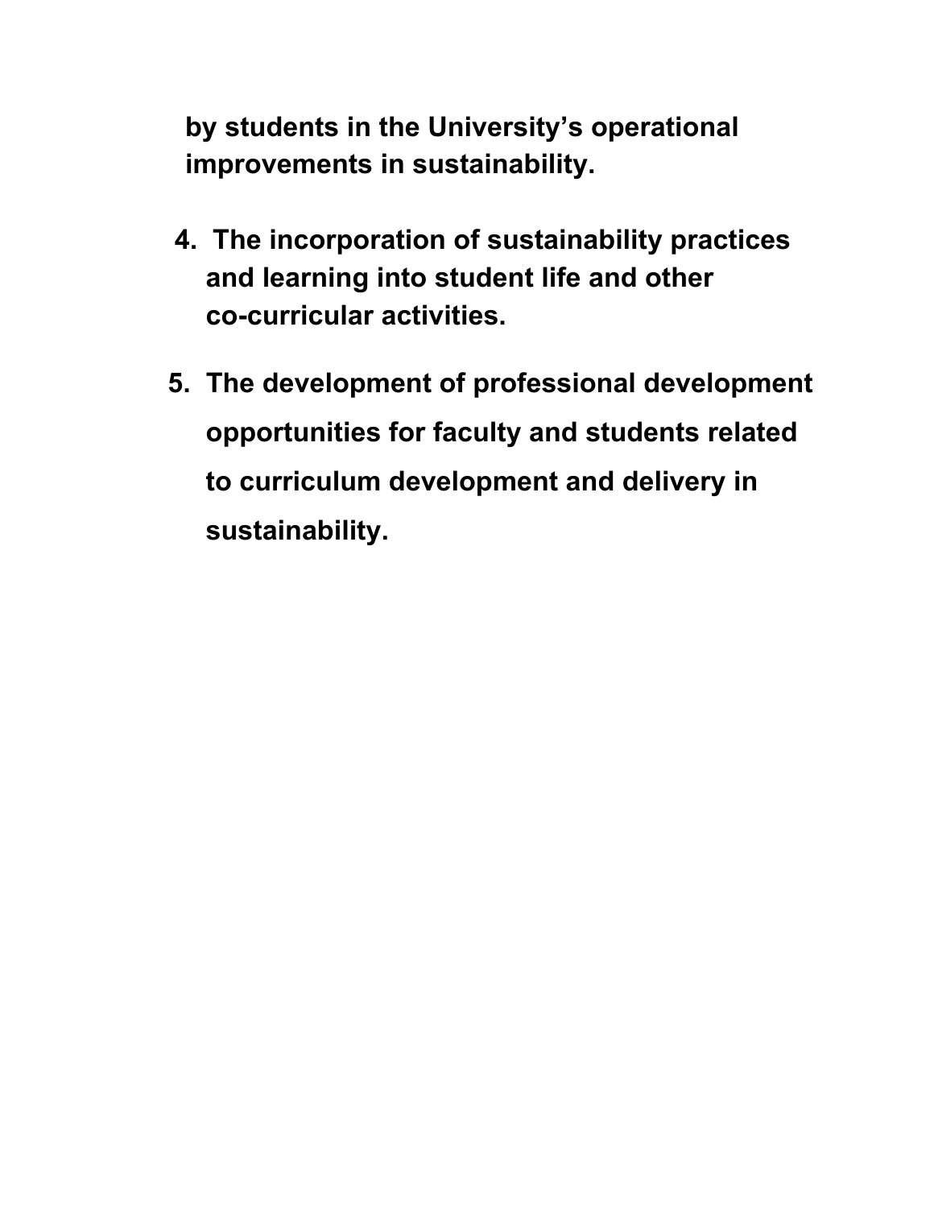**by students in the University's operational improvements in sustainability.**

4. **The incorporation of sustainability practices and learning into student life and other co-curricular activities.**

5. **The development of professional development opportunities for faculty and students related to curriculum development and delivery in sustainability.**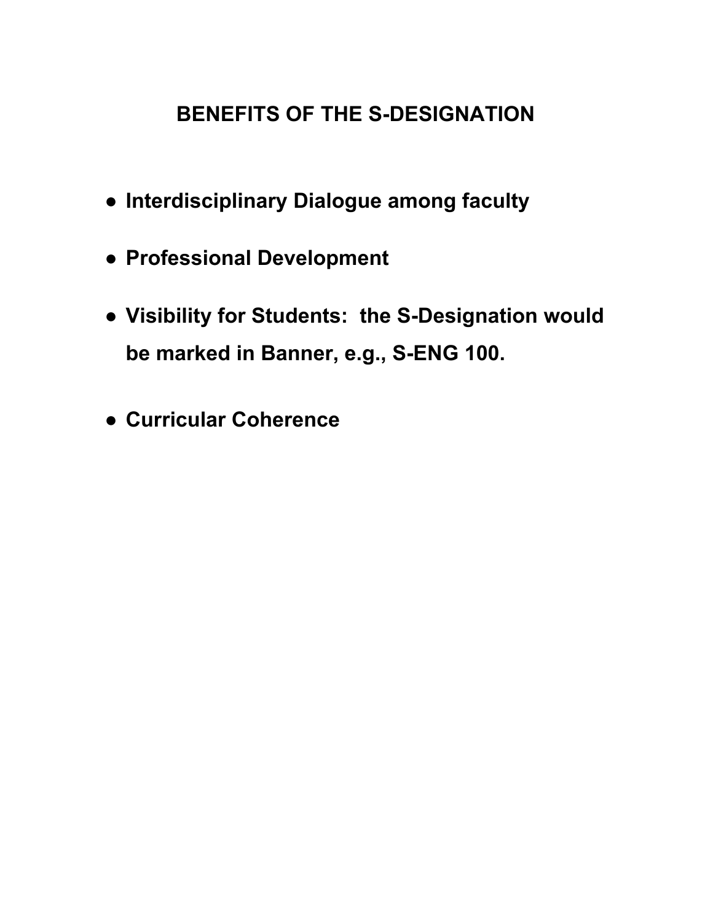# BENEFITS OF THE S-DESIGNATION

- **Interdisciplinary Dialogue among faculty**
- **Professional Development**
- **Visibility for Students: the S-Designation would be marked in Banner, e.g., S-ENG 100.**
- **Curricular Coherence**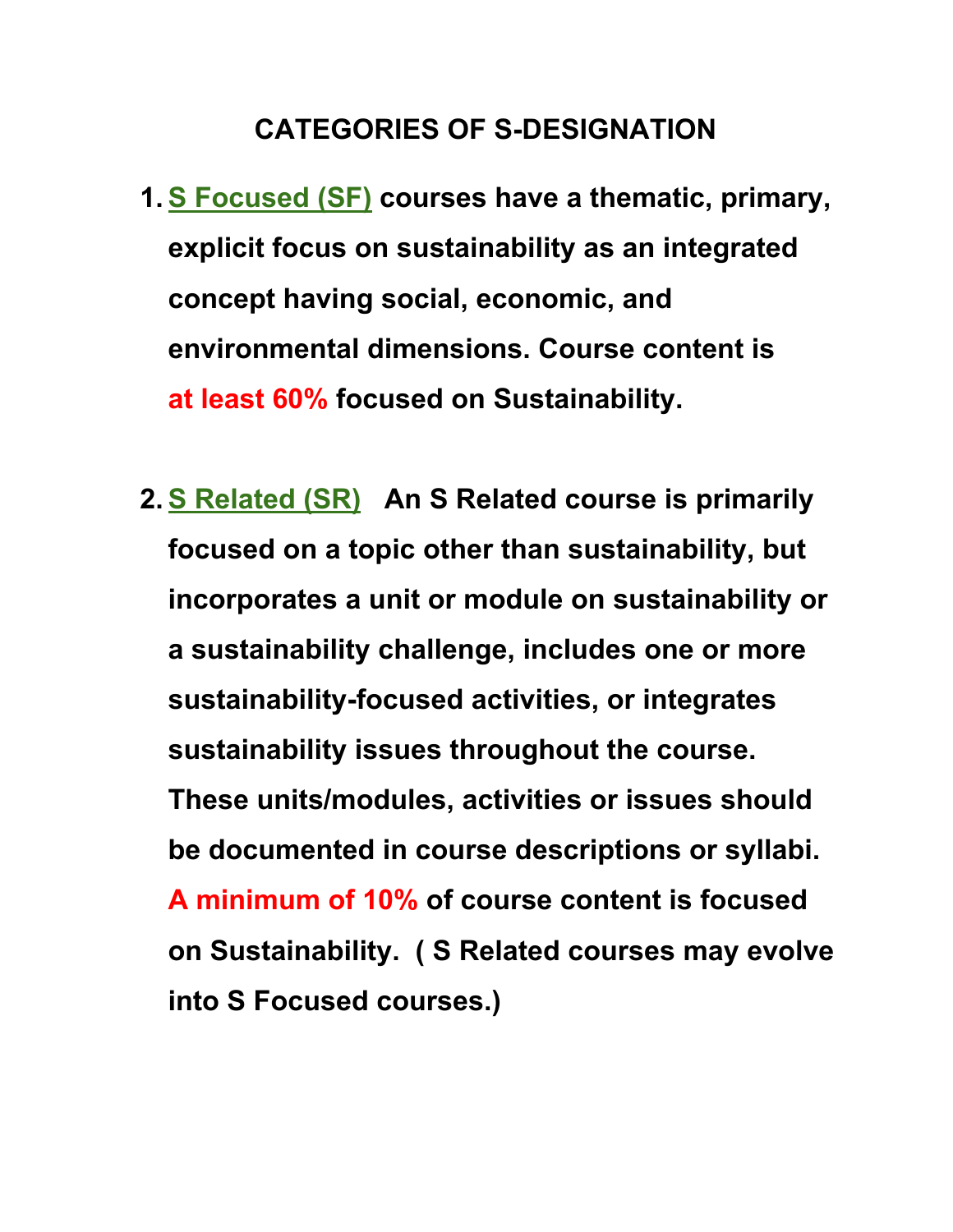# CATEGORIES OF S-DESIGNATION

1. **S Focused (SF) courses have a thematic, primary, explicit focus on sustainability as an integrated concept having social, economic, and environmental dimensions. Course content is at least 60% focused on Sustainability.**

2. **S Related (SR) An S Related course is primarily focused on a topic other than sustainability, but incorporates a unit or module on sustainability or a sustainability challenge, includes one or more sustainability-focused activities, or integrates sustainability issues throughout the course. These units/modules, activities or issues should be documented in course descriptions or syllabi. A minimum of 10% of course content is focused on Sustainability. ( S Related courses may evolve into S Focused courses.)**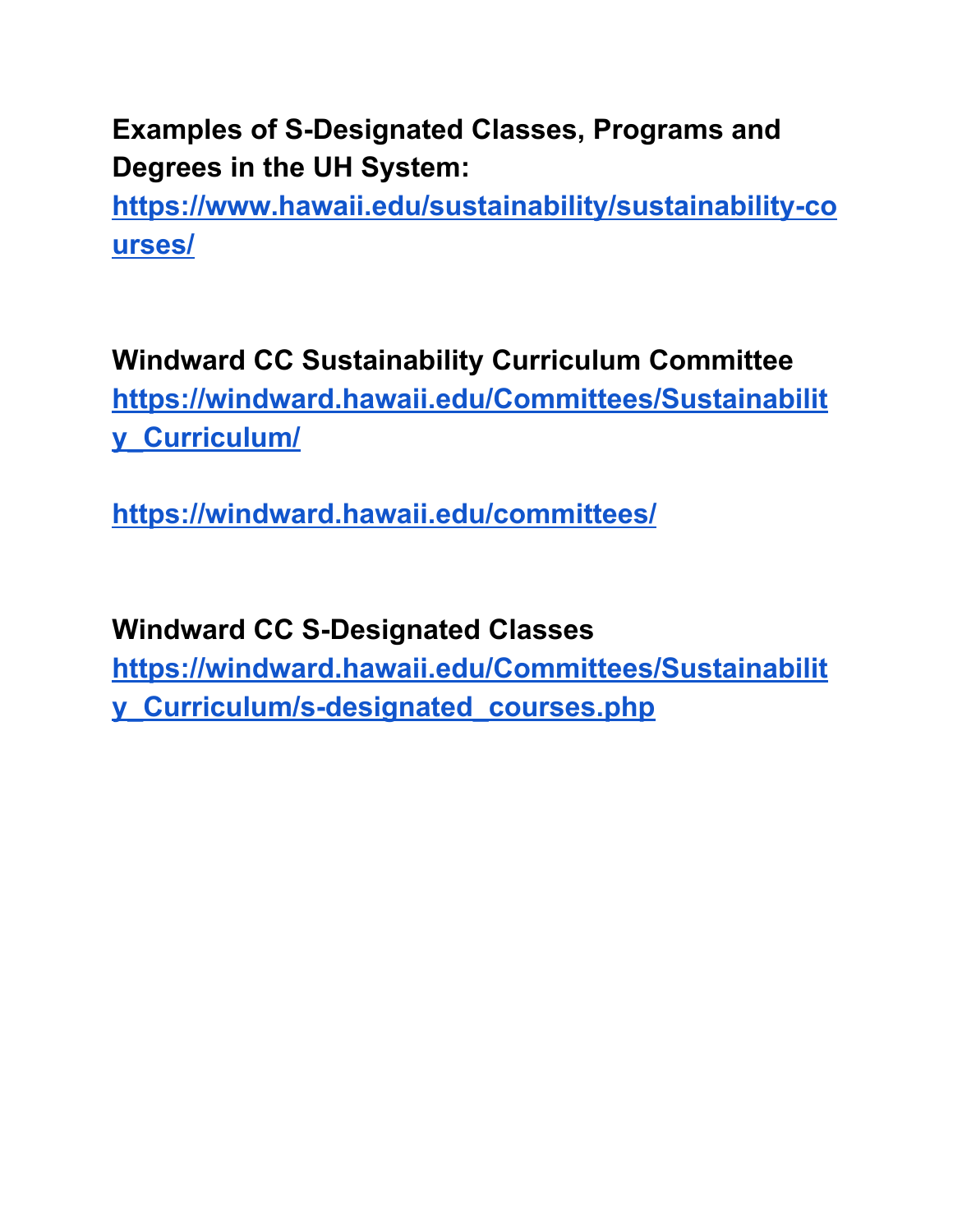**Examples of S-Designated Classes, Programs and Degrees in the UH System:**
**https://www.hawaii.edu/sustainability/sustainability-courses/**

**Windward CC Sustainability Curriculum Committee**
**https://windward.hawaii.edu/Committees/Sustainability_Curriculum/**

**https://windward.hawaii.edu/committees/**

**Windward CC S-Designated Classes**
**https://windward.hawaii.edu/Committees/Sustainability_Curriculum/s-designated_courses.php**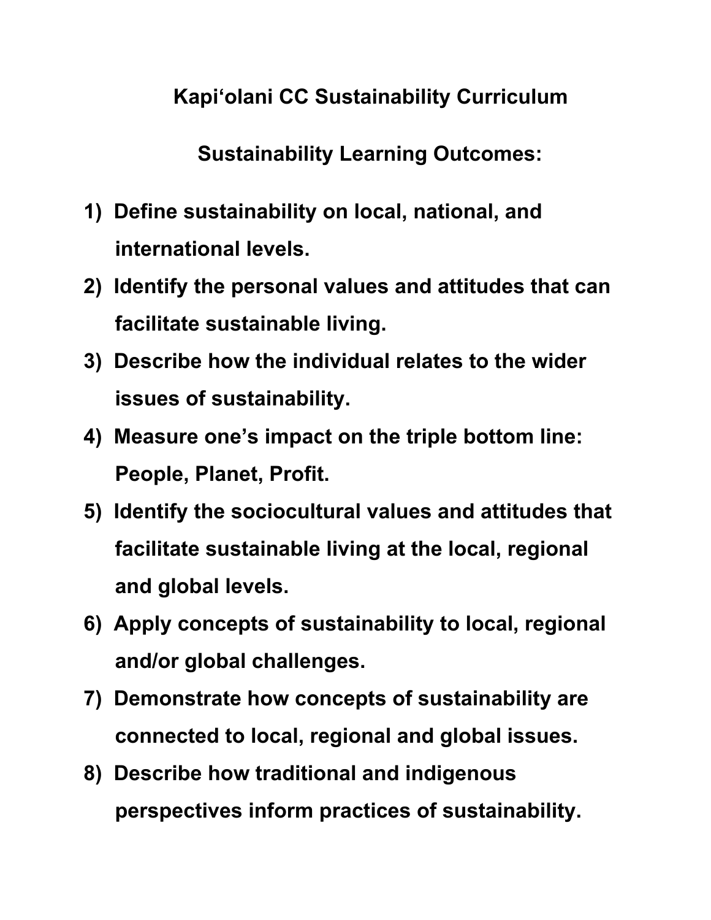# Kapi‘olani CC Sustainability Curriculum

## Sustainability Learning Outcomes:

1) **Define sustainability on local, national, and international levels.**
2) **Identify the personal values and attitudes that can facilitate sustainable living.**
3) **Describe how the individual relates to the wider issues of sustainability.**
4) **Measure one’s impact on the triple bottom line: People, Planet, Profit.**
5) **Identify the sociocultural values and attitudes that facilitate sustainable living at the local, regional and global levels.**
6) **Apply concepts of sustainability to local, regional and/or global challenges.**
7) **Demonstrate how concepts of sustainability are connected to local, regional and global issues.**
8) **Describe how traditional and indigenous perspectives inform practices of sustainability.**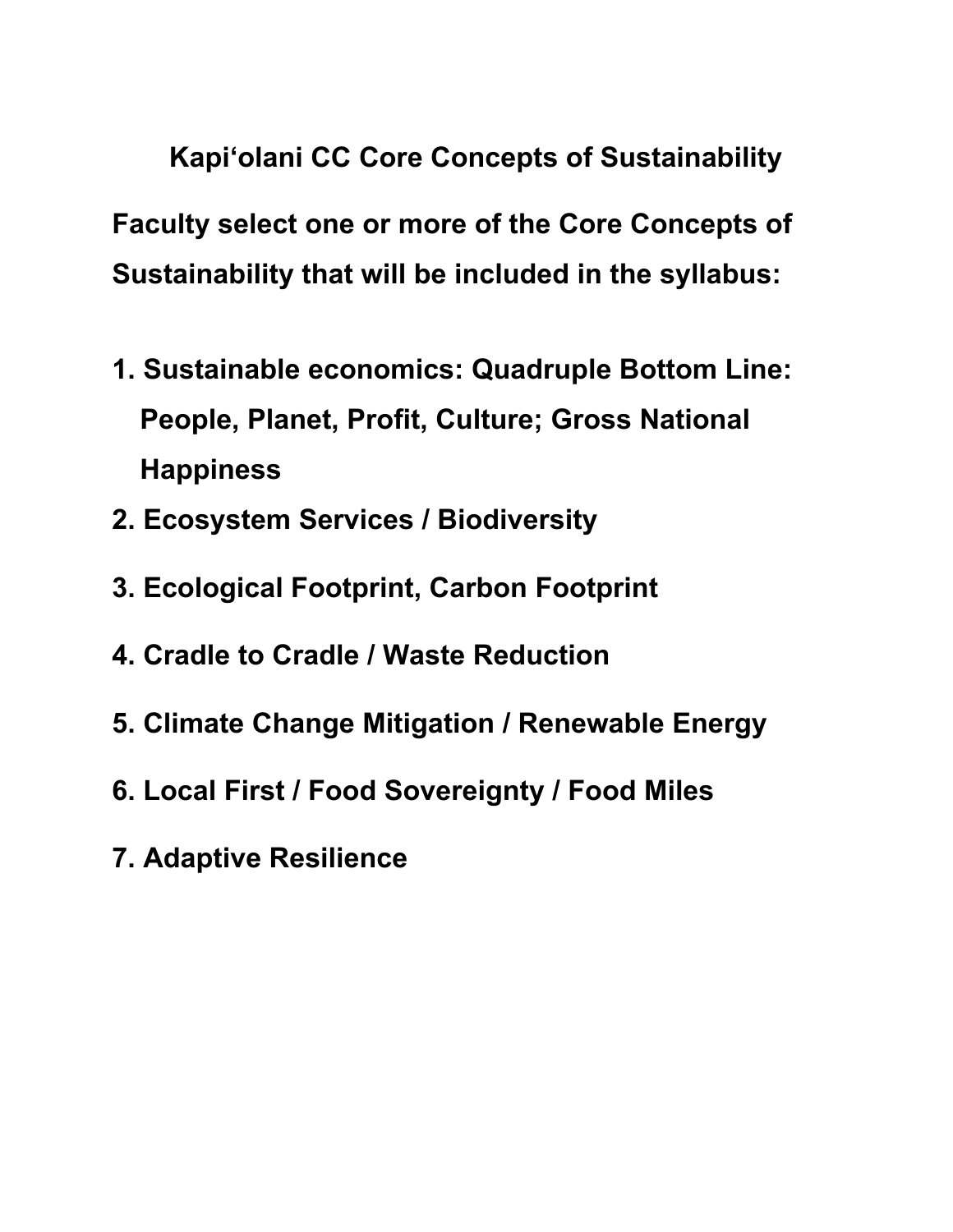# Kapi‘olani CC Core Concepts of Sustainability

**Faculty select one or more of the Core Concepts of Sustainability that will be included in the syllabus:**

1. **Sustainable economics: Quadruple Bottom Line: People, Planet, Profit, Culture; Gross National Happiness**
2. **Ecosystem Services / Biodiversity**
3. **Ecological Footprint, Carbon Footprint**
4. **Cradle to Cradle / Waste Reduction**
5. **Climate Change Mitigation / Renewable Energy**
6. **Local First / Food Sovereignty / Food Miles**
7. **Adaptive Resilience**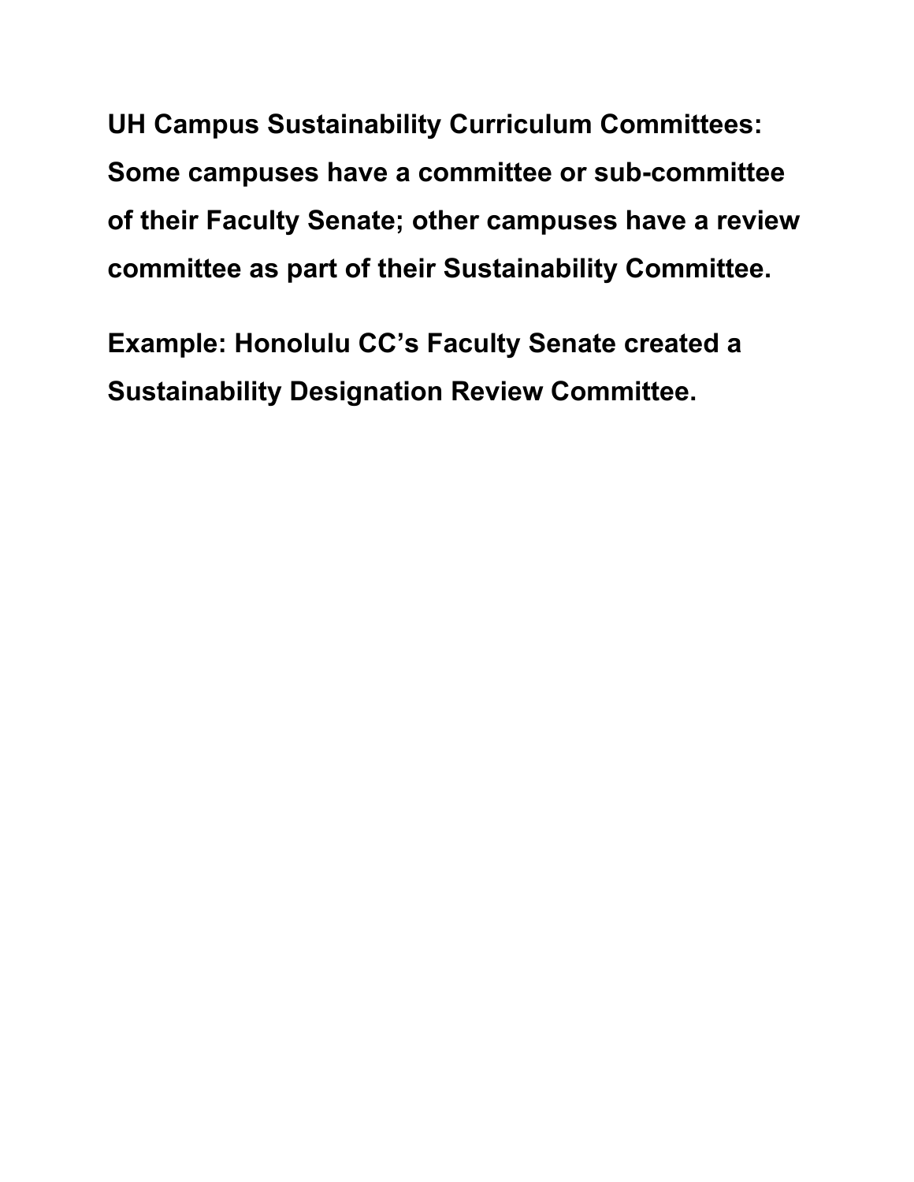**UH Campus Sustainability Curriculum Committees: Some campuses have a committee or sub-committee of their Faculty Senate; other campuses have a review committee as part of their Sustainability Committee.**

**Example: Honolulu CC's Faculty Senate created a Sustainability Designation Review Committee.**